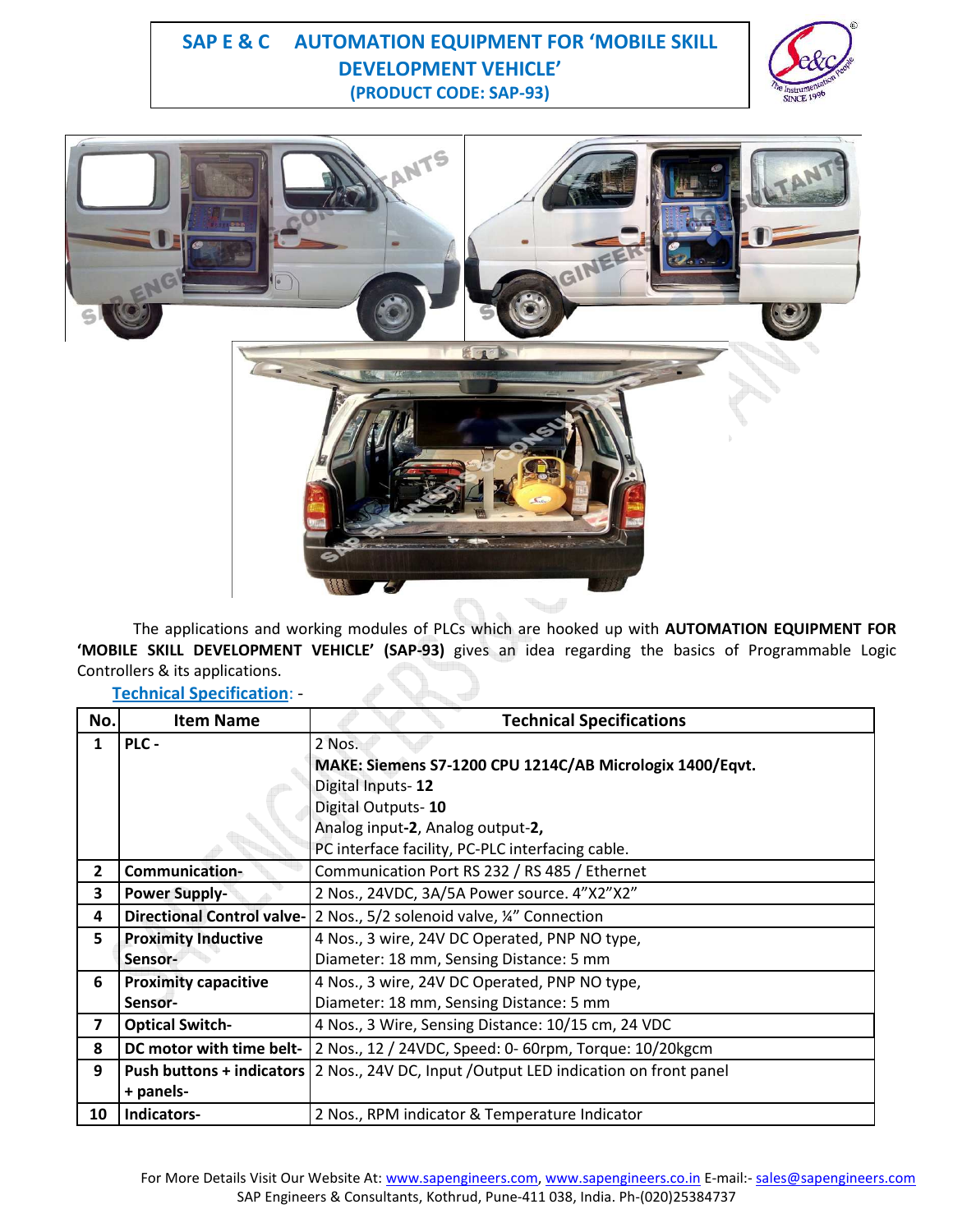# SAP E & C AUTOMATION EQUIPMENT FOR 'MOBILE SKILL DEVELOPMENT VEHICLE' (PRODUCT CODE: SAP-93)

The applications and working modules of PLCs which are hooked up with **AUTOMATION EQUIPMENT FOR 'MOBILE SKILL DEVELOPMENT VEHICLE' (SAP-93)** gives an idea regarding the basics of Programmable Logic Controllers & its applications.

**Technical Specification**: -

| No. | Item Name | Technical Specifications |
|---|---|---|
| 1 | **PLC -** | 2 Nos.<br>**MAKE: Siemens S7-1200 CPU 1214C/AB Micrologix 1400/Eqvt.**<br>Digital Inputs- **12**<br>Digital Outputs- **10**<br>Analog input-**2**, Analog output-**2,**<br>PC interface facility, PC-PLC interfacing cable. |
| 2 | **Communication-** | Communication Port RS 232 / RS 485 / Ethernet |
| 3 | **Power Supply-** | 2 Nos., 24VDC, 3A/5A Power source. 4"X2"X2" |
| 4 | **Directional Control valve-** | 2 Nos., 5/2 solenoid valve, ¼" Connection |
| 5 | **Proximity Inductive Sensor-** | 4 Nos., 3 wire, 24V DC Operated, PNP NO type,<br>Diameter: 18 mm, Sensing Distance: 5 mm |
| 6 | **Proximity capacitive Sensor-** | 4 Nos., 3 wire, 24V DC Operated, PNP NO type,<br>Diameter: 18 mm, Sensing Distance: 5 mm |
| 7 | **Optical Switch-** | 4 Nos., 3 Wire, Sensing Distance: 10/15 cm, 24 VDC |
| 8 | **DC motor with time belt-** | 2 Nos., 12 / 24VDC, Speed: 0- 60rpm, Torque: 10/20kgcm |
| 9 | **Push buttons + indicators + panels-** | 2 Nos., 24V DC, Input /Output LED indication on front panel |
| 10 | **Indicators-** | 2 Nos., RPM indicator & Temperature Indicator |

For More Details Visit Our Website At: www.sapengineers.com, www.sapengineers.co.in E-mail:- sales@sapengineers.com
SAP Engineers & Consultants, Kothrud, Pune-411 038, India. Ph-(020)25384737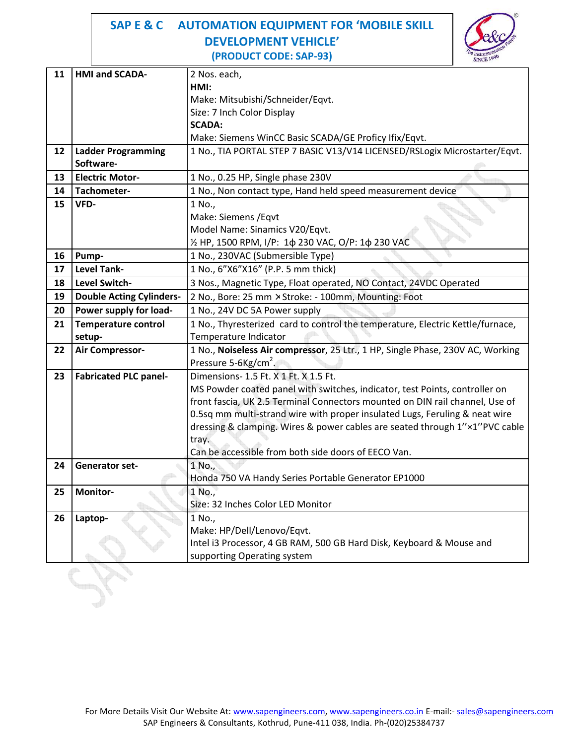## SAP E & C AUTOMATION EQUIPMENT FOR 'MOBILE SKILL DEVELOPMENT VEHICLE' (PRODUCT CODE: SAP-93)

| | | |
|---|---|---|
| 11 | **HMI and SCADA-** | 2 Nos. each,<br>**HMI:**<br>Make: Mitsubishi/Schneider/Eqvt.<br>Size: 7 Inch Color Display<br>**SCADA:**<br>Make: Siemens WinCC Basic SCADA/GE Proficy Ifix/Eqvt. |
| 12 | **Ladder Programming Software-** | 1 No., TIA PORTAL STEP 7 BASIC V13/V14 LICENSED/RSLogix Microstarter/Eqvt. |
| 13 | **Electric Motor-** | 1 No., 0.25 HP, Single phase 230V |
| 14 | **Tachometer-** | 1 No., Non contact type, Hand held speed measurement device |
| 15 | **VFD-** | 1 No.,<br>Make: Siemens /Eqvt<br>Model Name: Sinamics V20/Eqvt.<br>½ HP, 1500 RPM, I/P: 1ϕ 230 VAC, O/P: 1ϕ 230 VAC |
| 16 | **Pump-** | 1 No., 230VAC (Submersible Type) |
| 17 | **Level Tank-** | 1 No., 6"X6"X16" (P.P. 5 mm thick) |
| 18 | **Level Switch-** | 3 Nos., Magnetic Type, Float operated, NO Contact, 24VDC Operated |
| 19 | **Double Acting Cylinders-** | 2 No., Bore: 25 mm × Stroke: - 100mm, Mounting: Foot |
| 20 | **Power supply for load-** | 1 No., 24V DC 5A Power supply |
| 21 | **Temperature control setup-** | 1 No., Thyresterized card to control the temperature, Electric Kettle/furnace, Temperature Indicator |
| 22 | **Air Compressor-** | 1 No., **Noiseless Air compressor**, 25 Ltr., 1 HP, Single Phase, 230V AC, Working Pressure 5-6Kg/$cm^2$. |
| 23 | **Fabricated PLC panel-** | Dimensions- 1.5 Ft. X 1 Ft. X 1.5 Ft.<br>MS Powder coated panel with switches, indicator, test Points, controller on front fascia, UK 2.5 Terminal Connectors mounted on DIN rail channel, Use of 0.5sq mm multi-strand wire with proper insulated Lugs, Feruling & neat wire dressing & clamping. Wires & power cables are seated through 1''×1''PVC cable tray.<br>Can be accessible from both side doors of EECO Van. |
| 24 | **Generator set-** | 1 No.,<br>Honda 750 VA Handy Series Portable Generator EP1000 |
| 25 | **Monitor-** | 1 No.,<br>Size: 32 Inches Color LED Monitor |
| 26 | **Laptop-** | 1 No.,<br>Make: HP/Dell/Lenovo/Eqvt.<br>Intel i3 Processor, 4 GB RAM, 500 GB Hard Disk, Keyboard & Mouse and supporting Operating system |

For More Details Visit Our Website At: www.sapengineers.com, www.sapengineers.co.in E-mail:- sales@sapengineers.com
SAP Engineers & Consultants, Kothrud, Pune-411 038, India. Ph-(020)25384737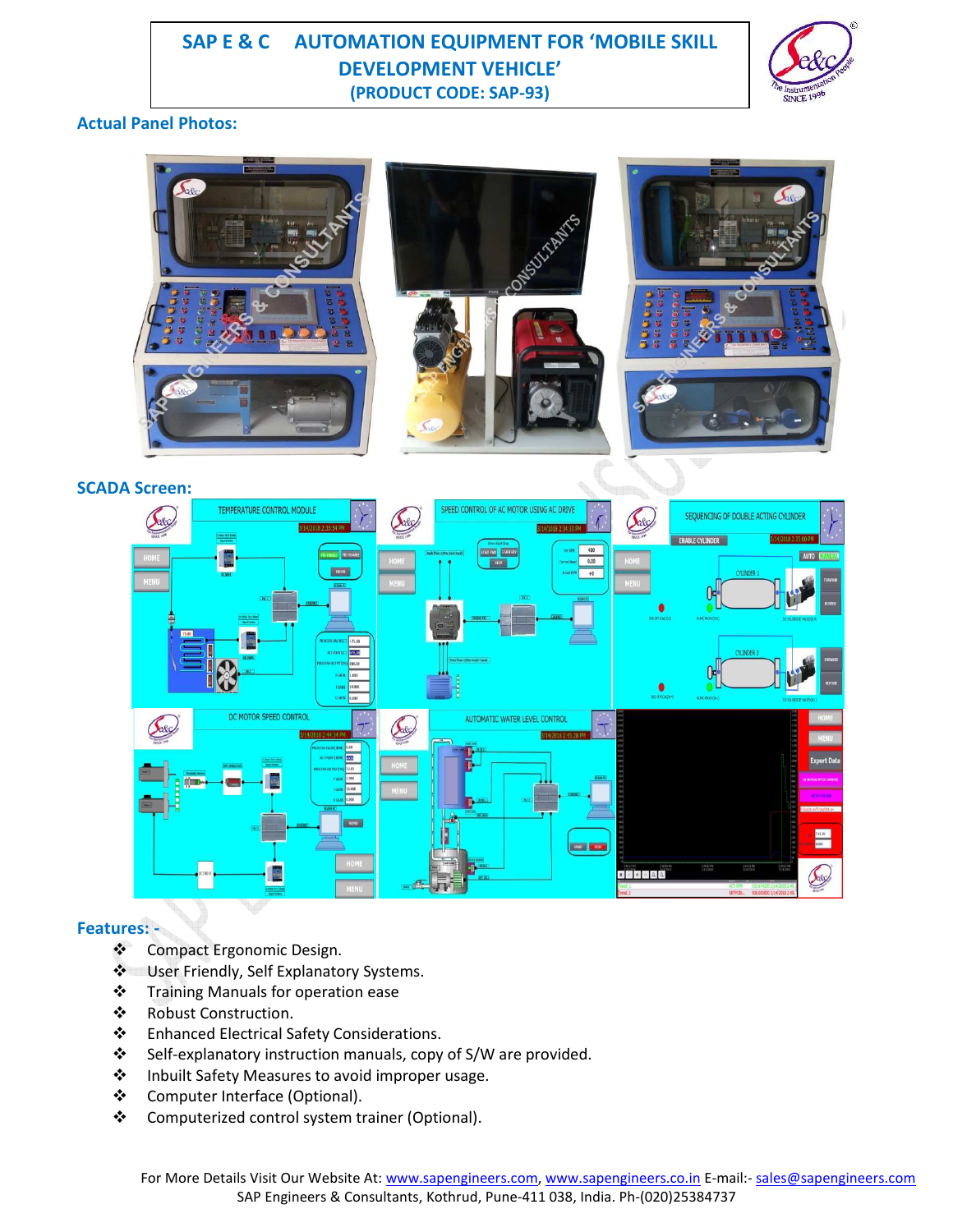# SAP E & C AUTOMATION EQUIPMENT FOR 'MOBILE SKILL DEVELOPMENT VEHICLE' (PRODUCT CODE: SAP-93)

## Actual Panel Photos:

## SCADA Screen:

## Features: -

- Compact Ergonomic Design.
- User Friendly, Self Explanatory Systems.
- Training Manuals for operation ease
- Robust Construction.
- Enhanced Electrical Safety Considerations.
- Self-explanatory instruction manuals, copy of S/W are provided.
- Inbuilt Safety Measures to avoid improper usage.
- Computer Interface (Optional).
- Computerized control system trainer (Optional).

For More Details Visit Our Website At: www.sapengineers.com, www.sapengineers.co.in E-mail:- sales@sapengineers.com
SAP Engineers & Consultants, Kothrud, Pune-411 038, India. Ph-(020)25384737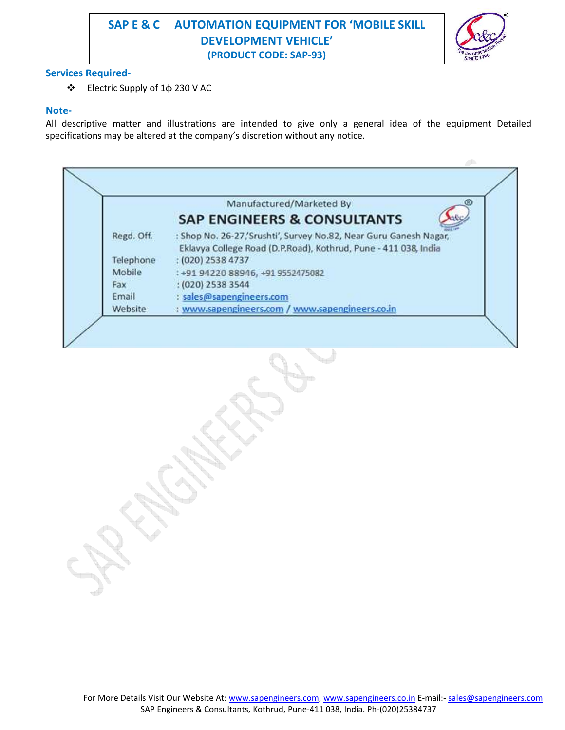## Services Required-

- Electric Supply of 1ϕ 230 V AC

## Note-

All descriptive matter and illustrations are intended to give only a general idea of the equipment Detailed specifications may be altered at the company's discretion without any notice.

Manufactured/Marketed By

**SAP ENGINEERS & CONSULTANTS**

| | |
|---|---|
| Regd. Off. | : Shop No. 26-27,'Srushti', Survey No.82, Near Guru Ganesh Nagar, Eklavya College Road (D.P.Road), Kothrud, Pune - 411 038, India |
| Telephone | : (020) 2538 4737 |
| Mobile | : +91 94220 88946, +91 9552475082 |
| Fax | : (020) 2538 3544 |
| Email | : sales@sapengineers.com |
| Website | : www.sapengineers.com / www.sapengineers.co.in |